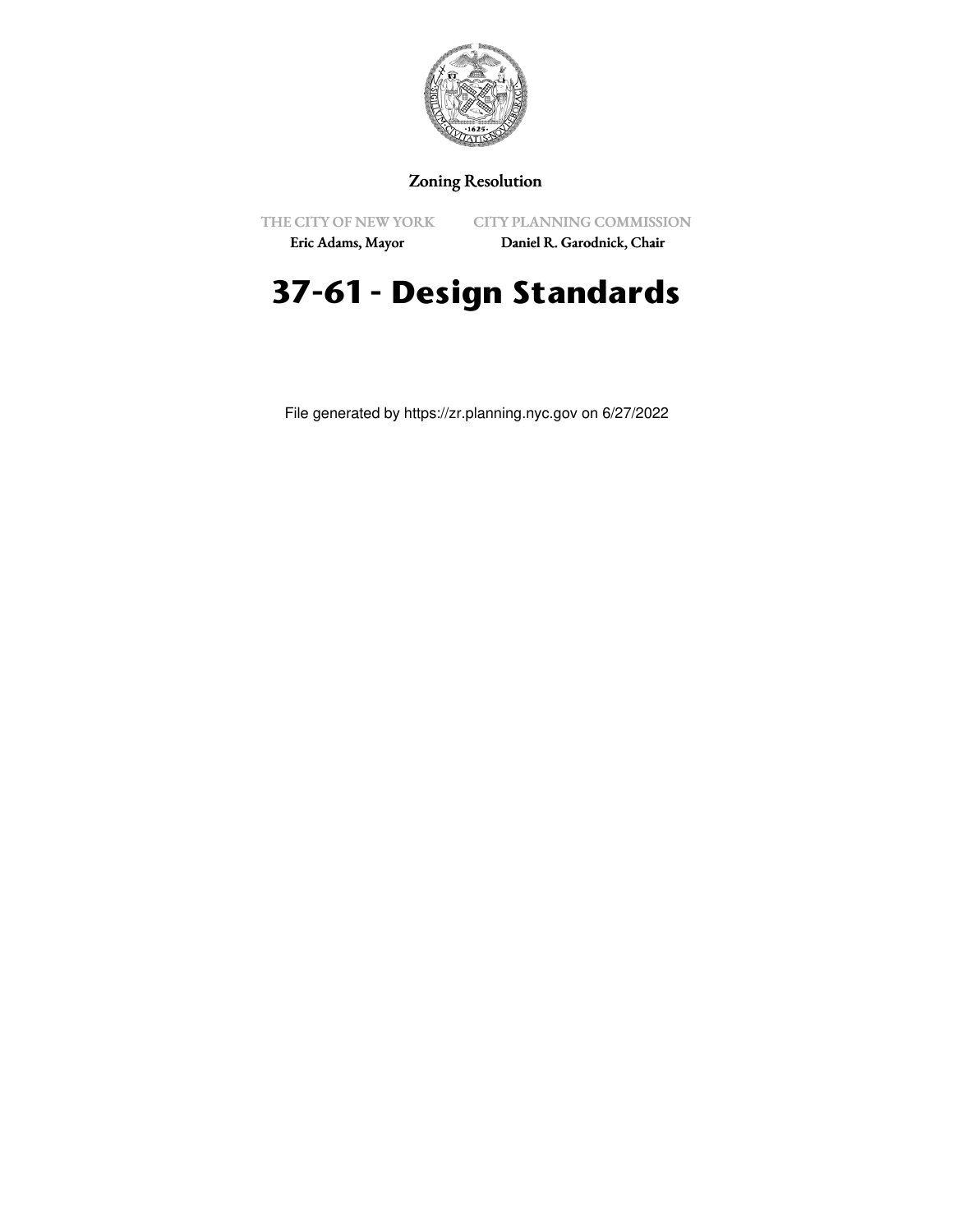Zoning Resolution

THE CITY OF NEW YORK
Eric Adams, Mayor

CITY PLANNING COMMISSION
Daniel R. Garodnick, Chair

# 37-61 - Design Standards

File generated by https://zr.planning.nyc.gov on 6/27/2022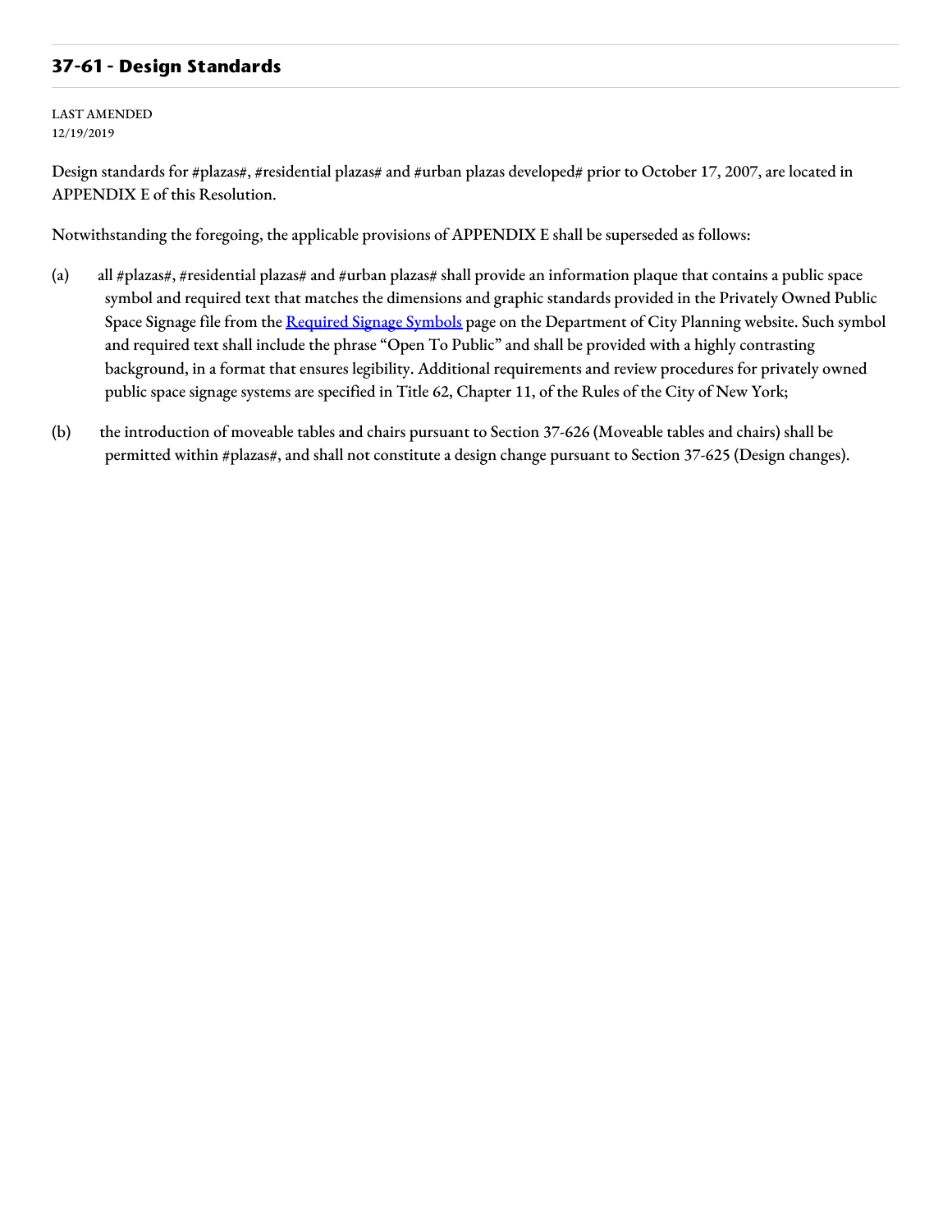## 37-61 - Design Standards

LAST AMENDED
12/19/2019

Design standards for #plazas#, #residential plazas# and #urban plazas developed# prior to October 17, 2007, are located in APPENDIX E of this Resolution.

Notwithstanding the foregoing, the applicable provisions of APPENDIX E shall be superseded as follows:

(a) all #plazas#, #residential plazas# and #urban plazas# shall provide an information plaque that contains a public space symbol and required text that matches the dimensions and graphic standards provided in the Privately Owned Public Space Signage file from the Required Signage Symbols page on the Department of City Planning website. Such symbol and required text shall include the phrase "Open To Public" and shall be provided with a highly contrasting background, in a format that ensures legibility. Additional requirements and review procedures for privately owned public space signage systems are specified in Title 62, Chapter 11, of the Rules of the City of New York;

(b) the introduction of moveable tables and chairs pursuant to Section 37-626 (Moveable tables and chairs) shall be permitted within #plazas#, and shall not constitute a design change pursuant to Section 37-625 (Design changes).